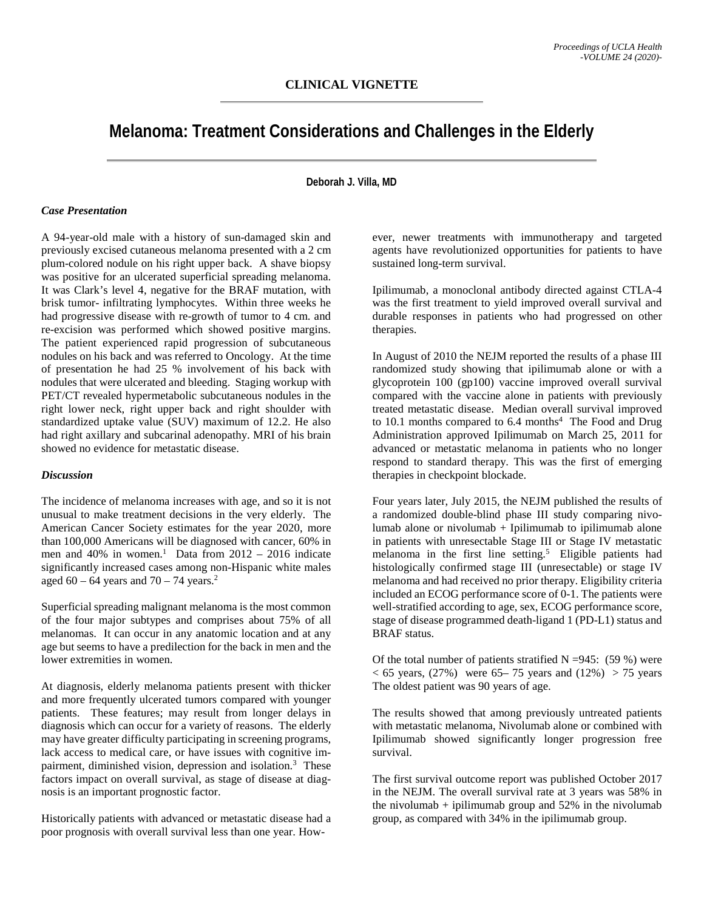**CLINICAL VIGNETTE**

# Melanoma: Treatment Considerations and Challenges in the Elderly

**Deborah J. Villa, MD**

### *Case Presentation*

A 94-year-old male with a history of sun-damaged skin and previously excised cutaneous melanoma presented with a 2 cm plum-colored nodule on his right upper back. A shave biopsy was positive for an ulcerated superficial spreading melanoma. It was Clark's level 4, negative for the BRAF mutation, with brisk tumor- infiltrating lymphocytes. Within three weeks he had progressive disease with re-growth of tumor to 4 cm. and re-excision was performed which showed positive margins. The patient experienced rapid progression of subcutaneous nodules on his back and was referred to Oncology. At the time of presentation he had 25 % involvement of his back with nodules that were ulcerated and bleeding. Staging workup with PET/CT revealed hypermetabolic subcutaneous nodules in the right lower neck, right upper back and right shoulder with standardized uptake value (SUV) maximum of 12.2. He also had right axillary and subcarinal adenopathy. MRI of his brain showed no evidence for metastatic disease.

### *Discussion*

The incidence of melanoma increases with age, and so it is not unusual to make treatment decisions in the very elderly. The American Cancer Society estimates for the year 2020, more than 100,000 Americans will be diagnosed with cancer, 60% in men and 40% in women.[1] Data from 2012 – 2016 indicate significantly increased cases among non-Hispanic white males aged 60 – 64 years and 70 – 74 years.[2]

Superficial spreading malignant melanoma is the most common of the four major subtypes and comprises about 75% of all melanomas. It can occur in any anatomic location and at any age but seems to have a predilection for the back in men and the lower extremities in women.

At diagnosis, elderly melanoma patients present with thicker and more frequently ulcerated tumors compared with younger patients. These features; may result from longer delays in diagnosis which can occur for a variety of reasons. The elderly may have greater difficulty participating in screening programs, lack access to medical care, or have issues with cognitive impairment, diminished vision, depression and isolation.[3] These factors impact on overall survival, as stage of disease at diagnosis is an important prognostic factor.

Historically patients with advanced or metastatic disease had a poor prognosis with overall survival less than one year. However, newer treatments with immunotherapy and targeted agents have revolutionized opportunities for patients to have sustained long-term survival.

Ipilimumab, a monoclonal antibody directed against CTLA-4 was the first treatment to yield improved overall survival and durable responses in patients who had progressed on other therapies.

In August of 2010 the NEJM reported the results of a phase III randomized study showing that ipilimumab alone or with a glycoprotein 100 (gp100) vaccine improved overall survival compared with the vaccine alone in patients with previously treated metastatic disease. Median overall survival improved to 10.1 months compared to 6.4 months[4] The Food and Drug Administration approved Ipilimumab on March 25, 2011 for advanced or metastatic melanoma in patients who no longer respond to standard therapy. This was the first of emerging therapies in checkpoint blockade.

Four years later, July 2015, the NEJM published the results of a randomized double-blind phase III study comparing nivolumab alone or nivolumab + Ipilimumab to ipilimumab alone in patients with unresectable Stage III or Stage IV metastatic melanoma in the first line setting.[5] Eligible patients had histologically confirmed stage III (unresectable) or stage IV melanoma and had received no prior therapy. Eligibility criteria included an ECOG performance score of 0-1. The patients were well-stratified according to age, sex, ECOG performance score, stage of disease programmed death-ligand 1 (PD-L1) status and BRAF status.

Of the total number of patients stratified N =945: (59 %) were < 65 years, (27%) were 65– 75 years and (12%) > 75 years The oldest patient was 90 years of age.

The results showed that among previously untreated patients with metastatic melanoma, Nivolumab alone or combined with Ipilimumab showed significantly longer progression free survival.

The first survival outcome report was published October 2017 in the NEJM. The overall survival rate at 3 years was 58% in the nivolumab + ipilimumab group and 52% in the nivolumab group, as compared with 34% in the ipilimumab group.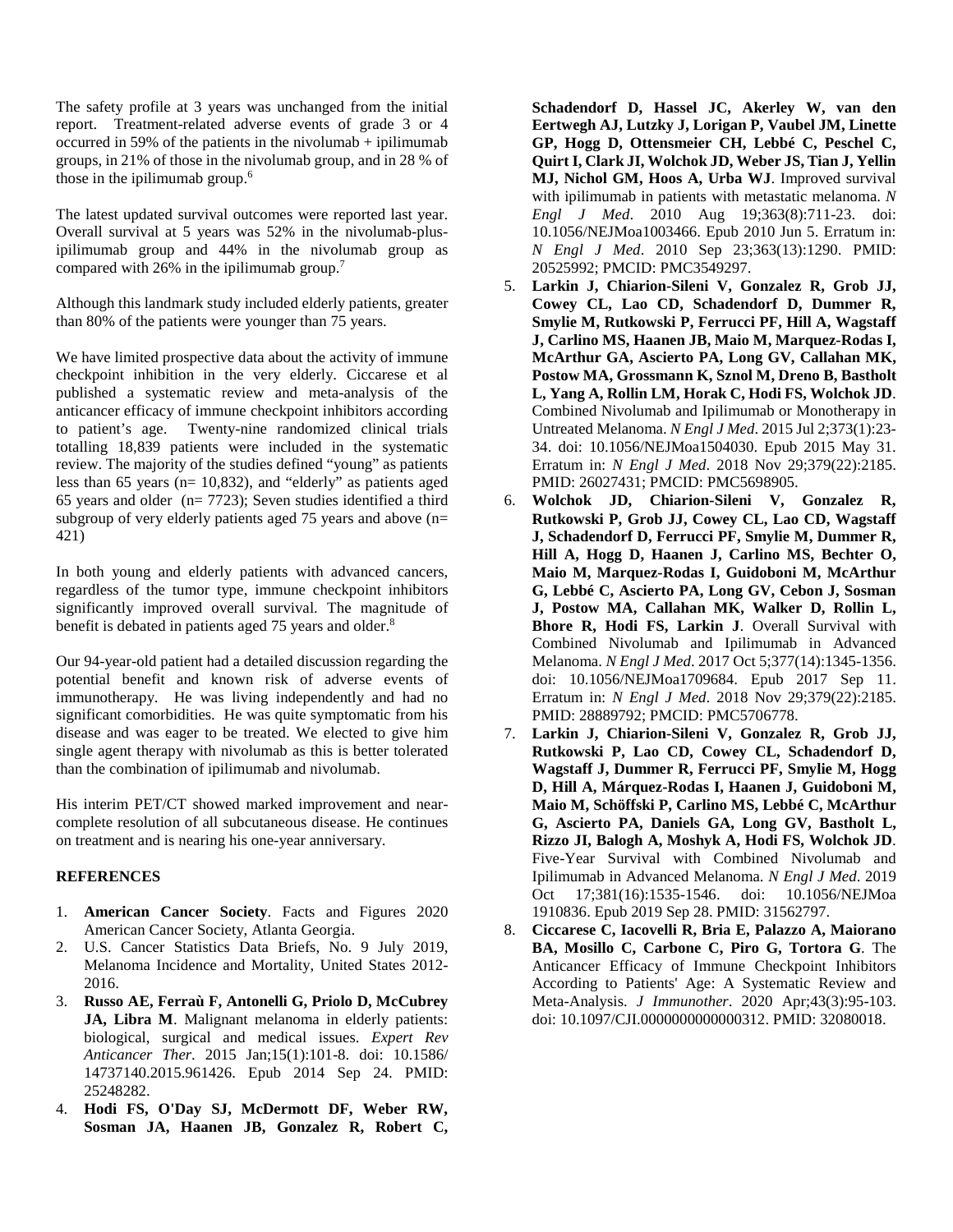The safety profile at 3 years was unchanged from the initial report. Treatment-related adverse events of grade 3 or 4 occurred in 59% of the patients in the nivolumab + ipilimumab groups, in 21% of those in the nivolumab group, and in 28 % of those in the ipilimumab group.[6]

The latest updated survival outcomes were reported last year. Overall survival at 5 years was 52% in the nivolumab-plus-ipilimumab group and 44% in the nivolumab group as compared with 26% in the ipilimumab group.[7]

Although this landmark study included elderly patients, greater than 80% of the patients were younger than 75 years.

We have limited prospective data about the activity of immune checkpoint inhibition in the very elderly. Ciccarese et al published a systematic review and meta-analysis of the anticancer efficacy of immune checkpoint inhibitors according to patient's age. Twenty-nine randomized clinical trials totalling 18,839 patients were included in the systematic review. The majority of the studies defined "young" as patients less than 65 years (n= 10,832), and "elderly" as patients aged 65 years and older (n= 7723); Seven studies identified a third subgroup of very elderly patients aged 75 years and above (n= 421)

In both young and elderly patients with advanced cancers, regardless of the tumor type, immune checkpoint inhibitors significantly improved overall survival. The magnitude of benefit is debated in patients aged 75 years and older.[8]

Our 94-year-old patient had a detailed discussion regarding the potential benefit and known risk of adverse events of immunotherapy. He was living independently and had no significant comorbidities. He was quite symptomatic from his disease and was eager to be treated. We elected to give him single agent therapy with nivolumab as this is better tolerated than the combination of ipilimumab and nivolumab.

His interim PET/CT showed marked improvement and near-complete resolution of all subcutaneous disease. He continues on treatment and is nearing his one-year anniversary.

## REFERENCES

1. **American Cancer Society**. Facts and Figures 2020 American Cancer Society, Atlanta Georgia.
2. U.S. Cancer Statistics Data Briefs, No. 9 July 2019, Melanoma Incidence and Mortality, United States 2012-2016.
3. **Russo AE, Ferraù F, Antonelli G, Priolo D, McCubrey JA, Libra M**. Malignant melanoma in elderly patients: biological, surgical and medical issues. *Expert Rev Anticancer Ther*. 2015 Jan;15(1):101-8. doi: 10.1586/ 14737140.2015.961426. Epub 2014 Sep 24. PMID: 25248282.
4. **Hodi FS, O'Day SJ, McDermott DF, Weber RW, Sosman JA, Haanen JB, Gonzalez R, Robert C, Schadendorf D, Hassel JC, Akerley W, van den Eertwegh AJ, Lutzky J, Lorigan P, Vaubel JM, Linette GP, Hogg D, Ottensmeier CH, Lebbé C, Peschel C, Quirt I, Clark JI, Wolchok JD, Weber JS, Tian J, Yellin MJ, Nichol GM, Hoos A, Urba WJ**. Improved survival with ipilimumab in patients with metastatic melanoma. *N Engl J Med*. 2010 Aug 19;363(8):711-23. doi: 10.1056/NEJMoa1003466. Epub 2010 Jun 5. Erratum in: *N Engl J Med*. 2010 Sep 23;363(13):1290. PMID: 20525992; PMCID: PMC3549297.
5. **Larkin J, Chiarion-Sileni V, Gonzalez R, Grob JJ, Cowey CL, Lao CD, Schadendorf D, Dummer R, Smylie M, Rutkowski P, Ferrucci PF, Hill A, Wagstaff J, Carlino MS, Haanen JB, Maio M, Marquez-Rodas I, McArthur GA, Ascierto PA, Long GV, Callahan MK, Postow MA, Grossmann K, Sznol M, Dreno B, Bastholt L, Yang A, Rollin LM, Horak C, Hodi FS, Wolchok JD**. Combined Nivolumab and Ipilimumab or Monotherapy in Untreated Melanoma. *N Engl J Med*. 2015 Jul 2;373(1):23-34. doi: 10.1056/NEJMoa1504030. Epub 2015 May 31. Erratum in: *N Engl J Med*. 2018 Nov 29;379(22):2185. PMID: 26027431; PMCID: PMC5698905.
6. **Wolchok JD, Chiarion-Sileni V, Gonzalez R, Rutkowski P, Grob JJ, Cowey CL, Lao CD, Wagstaff J, Schadendorf D, Ferrucci PF, Smylie M, Dummer R, Hill A, Hogg D, Haanen J, Carlino MS, Bechter O, Maio M, Marquez-Rodas I, Guidoboni M, McArthur G, Lebbé C, Ascierto PA, Long GV, Cebon J, Sosman J, Postow MA, Callahan MK, Walker D, Rollin L, Bhore R, Hodi FS, Larkin J**. Overall Survival with Combined Nivolumab and Ipilimumab in Advanced Melanoma. *N Engl J Med*. 2017 Oct 5;377(14):1345-1356. doi: 10.1056/NEJMoa1709684. Epub 2017 Sep 11. Erratum in: *N Engl J Med*. 2018 Nov 29;379(22):2185. PMID: 28889792; PMCID: PMC5706778.
7. **Larkin J, Chiarion-Sileni V, Gonzalez R, Grob JJ, Rutkowski P, Lao CD, Cowey CL, Schadendorf D, Wagstaff J, Dummer R, Ferrucci PF, Smylie M, Hogg D, Hill A, Márquez-Rodas I, Haanen J, Guidoboni M, Maio M, Schöffski P, Carlino MS, Lebbé C, McArthur G, Ascierto PA, Daniels GA, Long GV, Bastholt L, Rizzo JI, Balogh A, Moshyk A, Hodi FS, Wolchok JD**. Five-Year Survival with Combined Nivolumab and Ipilimumab in Advanced Melanoma. *N Engl J Med*. 2019 Oct 17;381(16):1535-1546. doi: 10.1056/NEJMoa 1910836. Epub 2019 Sep 28. PMID: 31562797.
8. **Ciccarese C, Iacovelli R, Bria E, Palazzo A, Maiorano BA, Mosillo C, Carbone C, Piro G, Tortora G**. The Anticancer Efficacy of Immune Checkpoint Inhibitors According to Patients' Age: A Systematic Review and Meta-Analysis. *J Immunother*. 2020 Apr;43(3):95-103. doi: 10.1097/CJI.0000000000000312. PMID: 32080018.